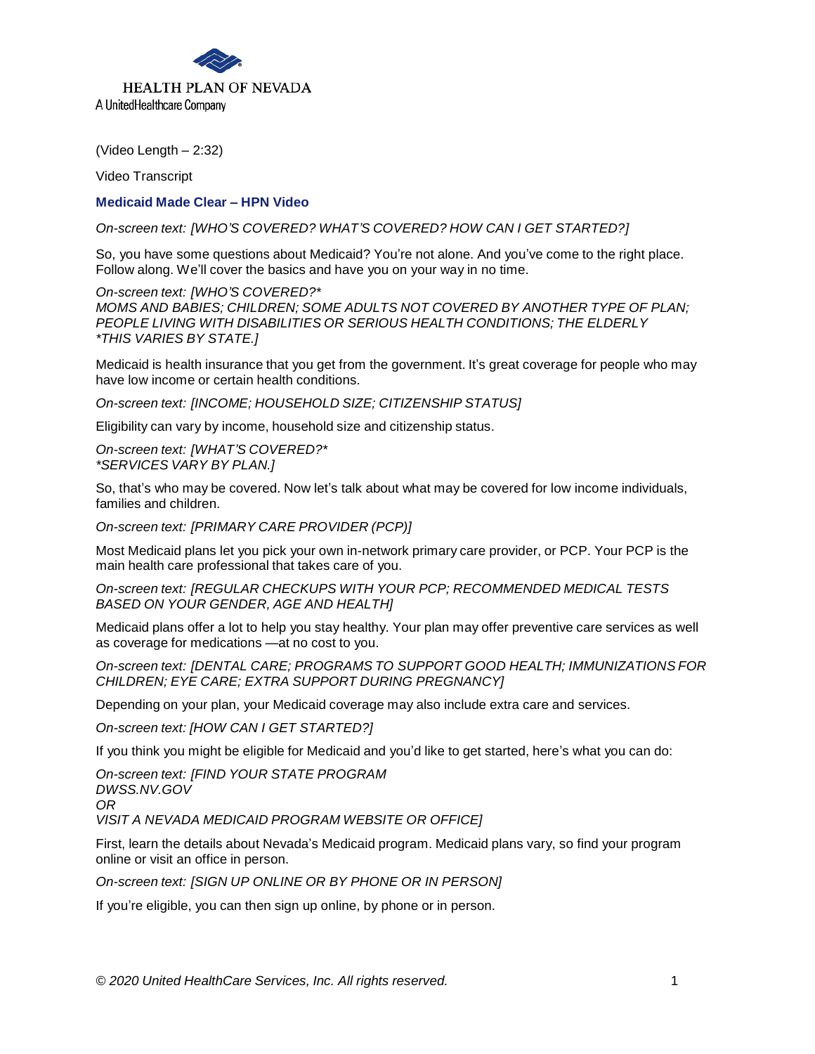HEALTH PLAN OF NEVADA
A UnitedHealthcare Company

(Video Length – 2:32)

Video Transcript

**Medicaid Made Clear – HPN Video**

*On-screen text: [WHO'S COVERED? WHAT'S COVERED? HOW CAN I GET STARTED?]*

So, you have some questions about Medicaid? You're not alone. And you've come to the right place. Follow along. We'll cover the basics and have you on your way in no time.

*On-screen text: [WHO'S COVERED?**
*MOMS AND BABIES; CHILDREN; SOME ADULTS NOT COVERED BY ANOTHER TYPE OF PLAN; PEOPLE LIVING WITH DISABILITIES OR SERIOUS HEALTH CONDITIONS; THE ELDERLY*
**THIS VARIES BY STATE.]*

Medicaid is health insurance that you get from the government. It's great coverage for people who may have low income or certain health conditions.

*On-screen text: [INCOME; HOUSEHOLD SIZE; CITIZENSHIP STATUS]*

Eligibility can vary by income, household size and citizenship status.

*On-screen text: [WHAT'S COVERED?**
**SERVICES VARY BY PLAN.]*

So, that's who may be covered. Now let's talk about what may be covered for low income individuals, families and children.

*On-screen text: [PRIMARY CARE PROVIDER (PCP)]*

Most Medicaid plans let you pick your own in-network primary care provider, or PCP. Your PCP is the main health care professional that takes care of you.

*On-screen text: [REGULAR CHECKUPS WITH YOUR PCP; RECOMMENDED MEDICAL TESTS BASED ON YOUR GENDER, AGE AND HEALTH]*

Medicaid plans offer a lot to help you stay healthy. Your plan may offer preventive care services as well as coverage for medications —at no cost to you.

*On-screen text: [DENTAL CARE; PROGRAMS TO SUPPORT GOOD HEALTH; IMMUNIZATIONS FOR CHILDREN; EYE CARE; EXTRA SUPPORT DURING PREGNANCY]*

Depending on your plan, your Medicaid coverage may also include extra care and services.

*On-screen text: [HOW CAN I GET STARTED?]*

If you think you might be eligible for Medicaid and you'd like to get started, here's what you can do:

*On-screen text: [FIND YOUR STATE PROGRAM*
*DWSS.NV.GOV*
*OR*
*VISIT A NEVADA MEDICAID PROGRAM WEBSITE OR OFFICE]*

First, learn the details about Nevada's Medicaid program. Medicaid plans vary, so find your program online or visit an office in person.

*On-screen text: [SIGN UP ONLINE OR BY PHONE OR IN PERSON]*

If you're eligible, you can then sign up online, by phone or in person.

*© 2020 United HealthCare Services, Inc. All rights reserved.*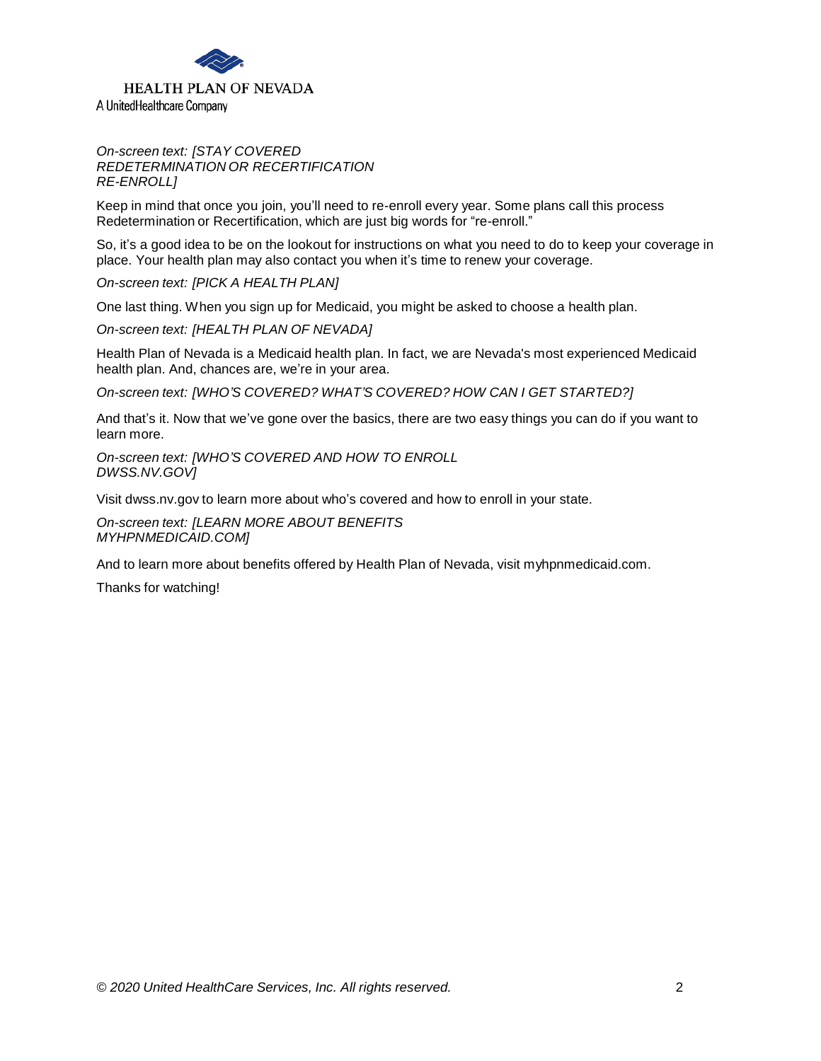*On-screen text: [STAY COVERED
REDETERMINATION OR RECERTIFICATION
RE-ENROLL]*

Keep in mind that once you join, you'll need to re-enroll every year. Some plans call this process Redetermination or Recertification, which are just big words for "re-enroll."

So, it's a good idea to be on the lookout for instructions on what you need to do to keep your coverage in place. Your health plan may also contact you when it's time to renew your coverage.

*On-screen text: [PICK A HEALTH PLAN]*

One last thing. When you sign up for Medicaid, you might be asked to choose a health plan.

*On-screen text: [HEALTH PLAN OF NEVADA]*

Health Plan of Nevada is a Medicaid health plan. In fact, we are Nevada's most experienced Medicaid health plan. And, chances are, we're in your area.

*On-screen text: [WHO'S COVERED? WHAT'S COVERED? HOW CAN I GET STARTED?]*

And that's it. Now that we've gone over the basics, there are two easy things you can do if you want to learn more.

*On-screen text: [WHO'S COVERED AND HOW TO ENROLL
DWSS.NV.GOV]*

Visit dwss.nv.gov to learn more about who's covered and how to enroll in your state.

*On-screen text: [LEARN MORE ABOUT BENEFITS
MYHPNMEDICAID.COM]*

And to learn more about benefits offered by Health Plan of Nevada, visit myhpnmedicaid.com.

Thanks for watching!

*© 2020 United HealthCare Services, Inc. All rights reserved.*